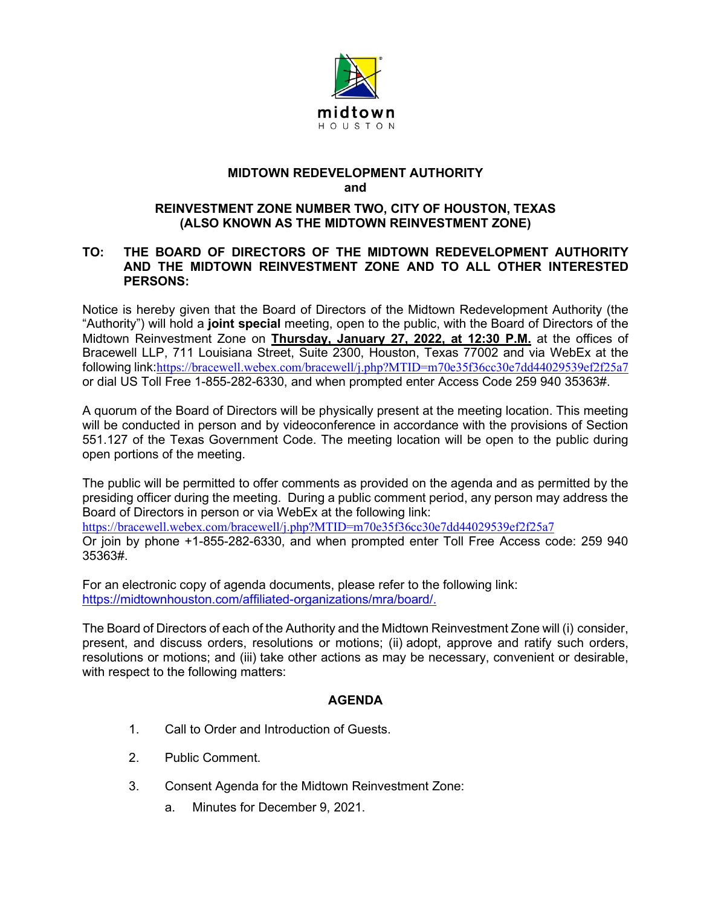midtown
HOUSTON

**MIDTOWN REDEVELOPMENT AUTHORITY**
**and**

**REINVESTMENT ZONE NUMBER TWO, CITY OF HOUSTON, TEXAS (ALSO KNOWN AS THE MIDTOWN REINVESTMENT ZONE)**

**TO: THE BOARD OF DIRECTORS OF THE MIDTOWN REDEVELOPMENT AUTHORITY AND THE MIDTOWN REINVESTMENT ZONE AND TO ALL OTHER INTERESTED PERSONS:**

Notice is hereby given that the Board of Directors of the Midtown Redevelopment Authority (the "Authority") will hold a **joint special** meeting, open to the public, with the Board of Directors of the Midtown Reinvestment Zone on **Thursday, January 27, 2022, at 12:30 P.M.** at the offices of Bracewell LLP, 711 Louisiana Street, Suite 2300, Houston, Texas 77002 and via WebEx at the following link:https://bracewell.webex.com/bracewell/j.php?MTID=m70e35f36cc30e7dd44029539ef2f25a7 or dial US Toll Free 1-855-282-6330, and when prompted enter Access Code 259 940 35363#.

A quorum of the Board of Directors will be physically present at the meeting location. This meeting will be conducted in person and by videoconference in accordance with the provisions of Section 551.127 of the Texas Government Code. The meeting location will be open to the public during open portions of the meeting.

The public will be permitted to offer comments as provided on the agenda and as permitted by the presiding officer during the meeting. During a public comment period, any person may address the Board of Directors in person or via WebEx at the following link:
https://bracewell.webex.com/bracewell/j.php?MTID=m70e35f36cc30e7dd44029539ef2f25a7
Or join by phone +1-855-282-6330, and when prompted enter Toll Free Access code: 259 940 35363#.

For an electronic copy of agenda documents, please refer to the following link:
https://midtownhouston.com/affiliated-organizations/mra/board/.

The Board of Directors of each of the Authority and the Midtown Reinvestment Zone will (i) consider, present, and discuss orders, resolutions or motions; (ii) adopt, approve and ratify such orders, resolutions or motions; and (iii) take other actions as may be necessary, convenient or desirable, with respect to the following matters:

## AGENDA

1. Call to Order and Introduction of Guests.
2. Public Comment.
3. Consent Agenda for the Midtown Reinvestment Zone:
   a. Minutes for December 9, 2021.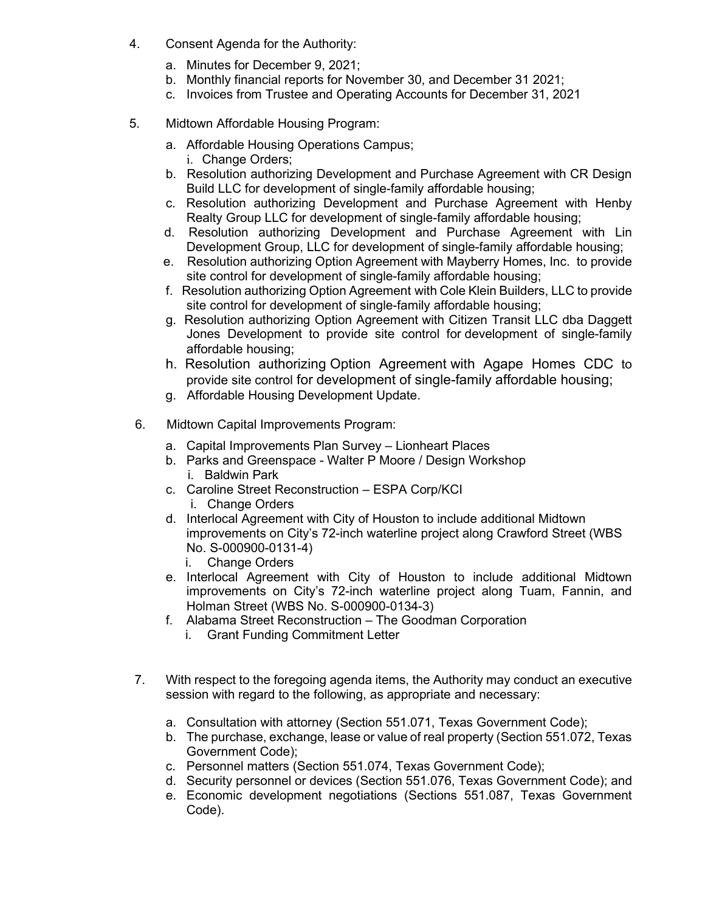4. Consent Agenda for the Authority:

   a. Minutes for December 9, 2021;
   b. Monthly financial reports for November 30, and December 31 2021;
   c. Invoices from Trustee and Operating Accounts for December 31, 2021

5. Midtown Affordable Housing Program:

   a. Affordable Housing Operations Campus;
      i. Change Orders;
   b. Resolution authorizing Development and Purchase Agreement with CR Design Build LLC for development of single-family affordable housing;
   c. Resolution authorizing Development and Purchase Agreement with Henby Realty Group LLC for development of single-family affordable housing;
   d. Resolution authorizing Development and Purchase Agreement with Lin Development Group, LLC for development of single-family affordable housing;
   e. Resolution authorizing Option Agreement with Mayberry Homes, Inc. to provide site control for development of single-family affordable housing;
   f. Resolution authorizing Option Agreement with Cole Klein Builders, LLC to provide site control for development of single-family affordable housing;
   g. Resolution authorizing Option Agreement with Citizen Transit LLC dba Daggett Jones Development to provide site control for development of single-family affordable housing;
   h. Resolution authorizing Option Agreement with Agape Homes CDC to provide site control for development of single-family affordable housing;
   g. Affordable Housing Development Update.

6. Midtown Capital Improvements Program:

   a. Capital Improvements Plan Survey – Lionheart Places
   b. Parks and Greenspace - Walter P Moore / Design Workshop
      i. Baldwin Park
   c. Caroline Street Reconstruction – ESPA Corp/KCI
      i. Change Orders
   d. Interlocal Agreement with City of Houston to include additional Midtown improvements on City's 72-inch waterline project along Crawford Street (WBS No. S-000900-0131-4)
      i. Change Orders
   e. Interlocal Agreement with City of Houston to include additional Midtown improvements on City's 72-inch waterline project along Tuam, Fannin, and Holman Street (WBS No. S-000900-0134-3)
   f. Alabama Street Reconstruction – The Goodman Corporation
      i. Grant Funding Commitment Letter

7. With respect to the foregoing agenda items, the Authority may conduct an executive session with regard to the following, as appropriate and necessary:

   a. Consultation with attorney (Section 551.071, Texas Government Code);
   b. The purchase, exchange, lease or value of real property (Section 551.072, Texas Government Code);
   c. Personnel matters (Section 551.074, Texas Government Code);
   d. Security personnel or devices (Section 551.076, Texas Government Code); and
   e. Economic development negotiations (Sections 551.087, Texas Government Code).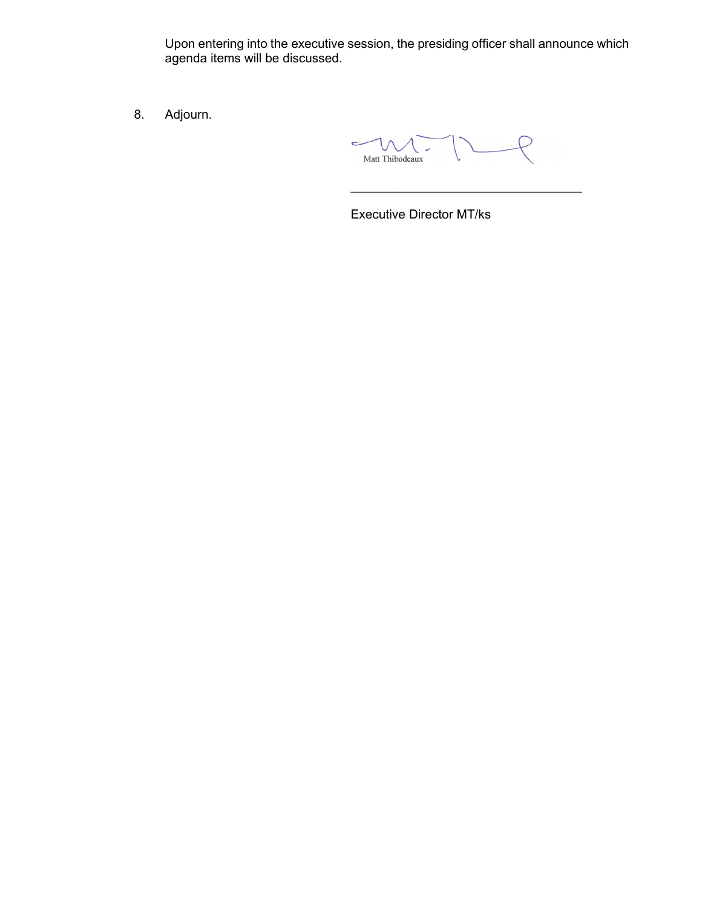Upon entering into the executive session, the presiding officer shall announce which agenda items will be discussed.

8. Adjourn.

Matt Thibodeaux

\_\_\_\_\_\_\_\_\_\_\_\_\_\_\_\_\_\_\_\_\_\_\_\_\_\_\_\_\_\_\_\_\_\_\_

Executive Director MT/ks